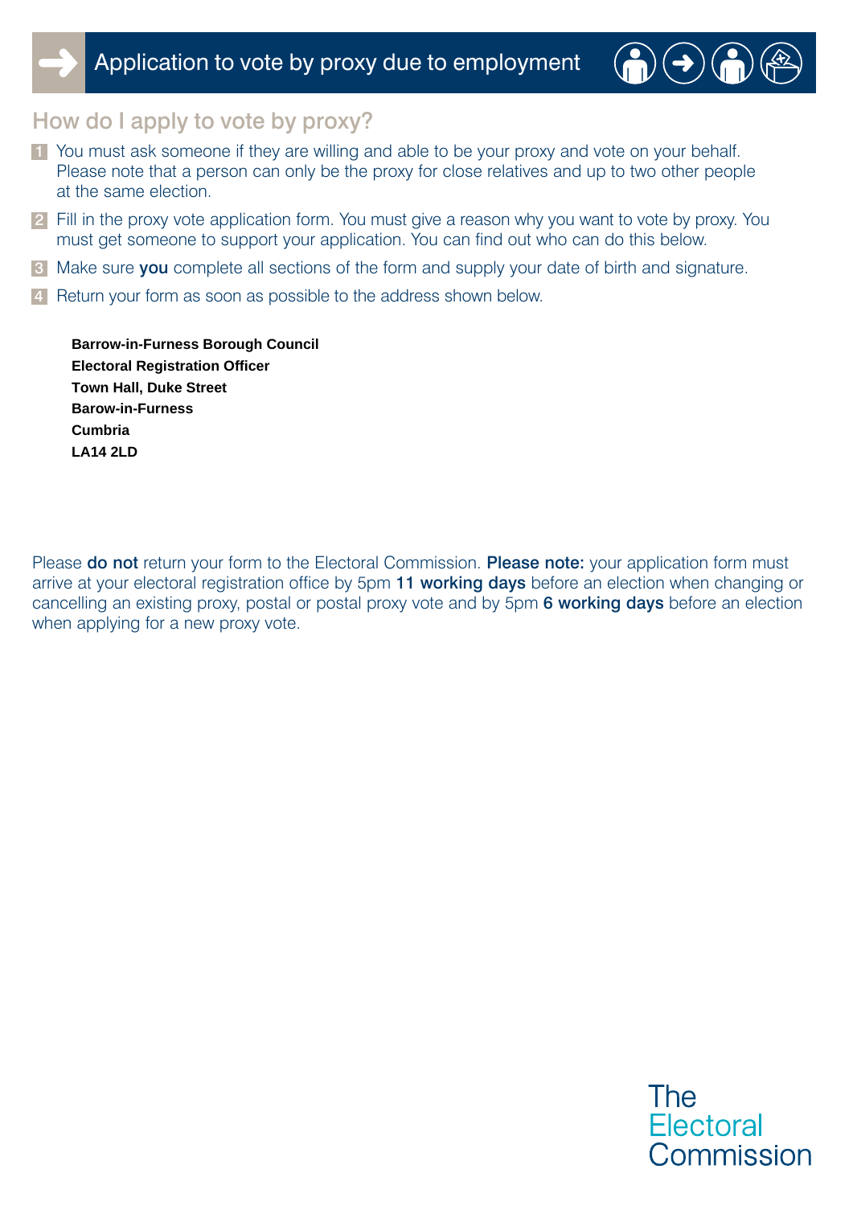# Application to vote by proxy due to employment

## How do I apply to vote by proxy?

1. You must ask someone if they are willing and able to be your proxy and vote on your behalf. Please note that a person can only be the proxy for close relatives and up to two other people at the same election.
2. Fill in the proxy vote application form. You must give a reason why you want to vote by proxy. You must get someone to support your application. You can find out who can do this below.
3. Make sure **you** complete all sections of the form and supply your date of birth and signature.
4. Return your form as soon as possible to the address shown below.

**Barrow-in-Furness Borough Council**
**Electoral Registration Officer**
**Town Hall, Duke Street**
**Barow-in-Furness**
**Cumbria**
**LA14 2LD**

Please **do not** return your form to the Electoral Commission. **Please note:** your application form must arrive at your electoral registration office by 5pm **11 working days** before an election when changing or cancelling an existing proxy, postal or postal proxy vote and by 5pm **6 working days** before an election when applying for a new proxy vote.

The Electoral Commission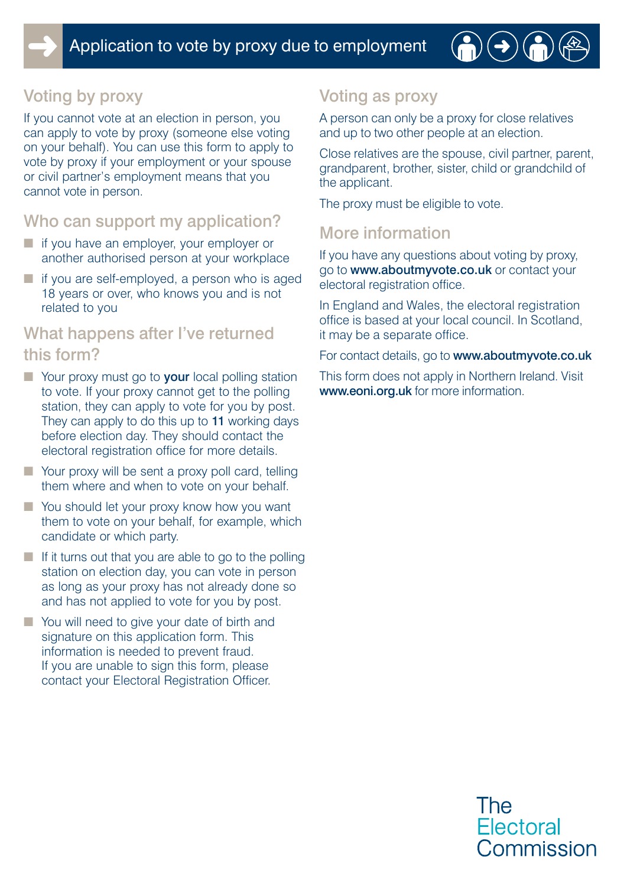# Application to vote by proxy due to employment

## Voting by proxy

If you cannot vote at an election in person, you can apply to vote by proxy (someone else voting on your behalf). You can use this form to apply to vote by proxy if your employment or your spouse or civil partner's employment means that you cannot vote in person.

## Who can support my application?

- if you have an employer, your employer or another authorised person at your workplace
- if you are self-employed, a person who is aged 18 years or over, who knows you and is not related to you

## What happens after I've returned this form?

- Your proxy must go to **your** local polling station to vote. If your proxy cannot get to the polling station, they can apply to vote for you by post. They can apply to do this up to **11** working days before election day. They should contact the electoral registration office for more details.
- Your proxy will be sent a proxy poll card, telling them where and when to vote on your behalf.
- You should let your proxy know how you want them to vote on your behalf, for example, which candidate or which party.
- If it turns out that you are able to go to the polling station on election day, you can vote in person as long as your proxy has not already done so and has not applied to vote for you by post.
- You will need to give your date of birth and signature on this application form. This information is needed to prevent fraud. If you are unable to sign this form, please contact your Electoral Registration Officer.

## Voting as proxy

A person can only be a proxy for close relatives and up to two other people at an election.

Close relatives are the spouse, civil partner, parent, grandparent, brother, sister, child or grandchild of the applicant.

The proxy must be eligible to vote.

## More information

If you have any questions about voting by proxy, go to **www.aboutmyvote.co.uk** or contact your electoral registration office.

In England and Wales, the electoral registration office is based at your local council. In Scotland, it may be a separate office.

For contact details, go to **www.aboutmyvote.co.uk**

This form does not apply in Northern Ireland. Visit **www.eoni.org.uk** for more information.

The Electoral Commission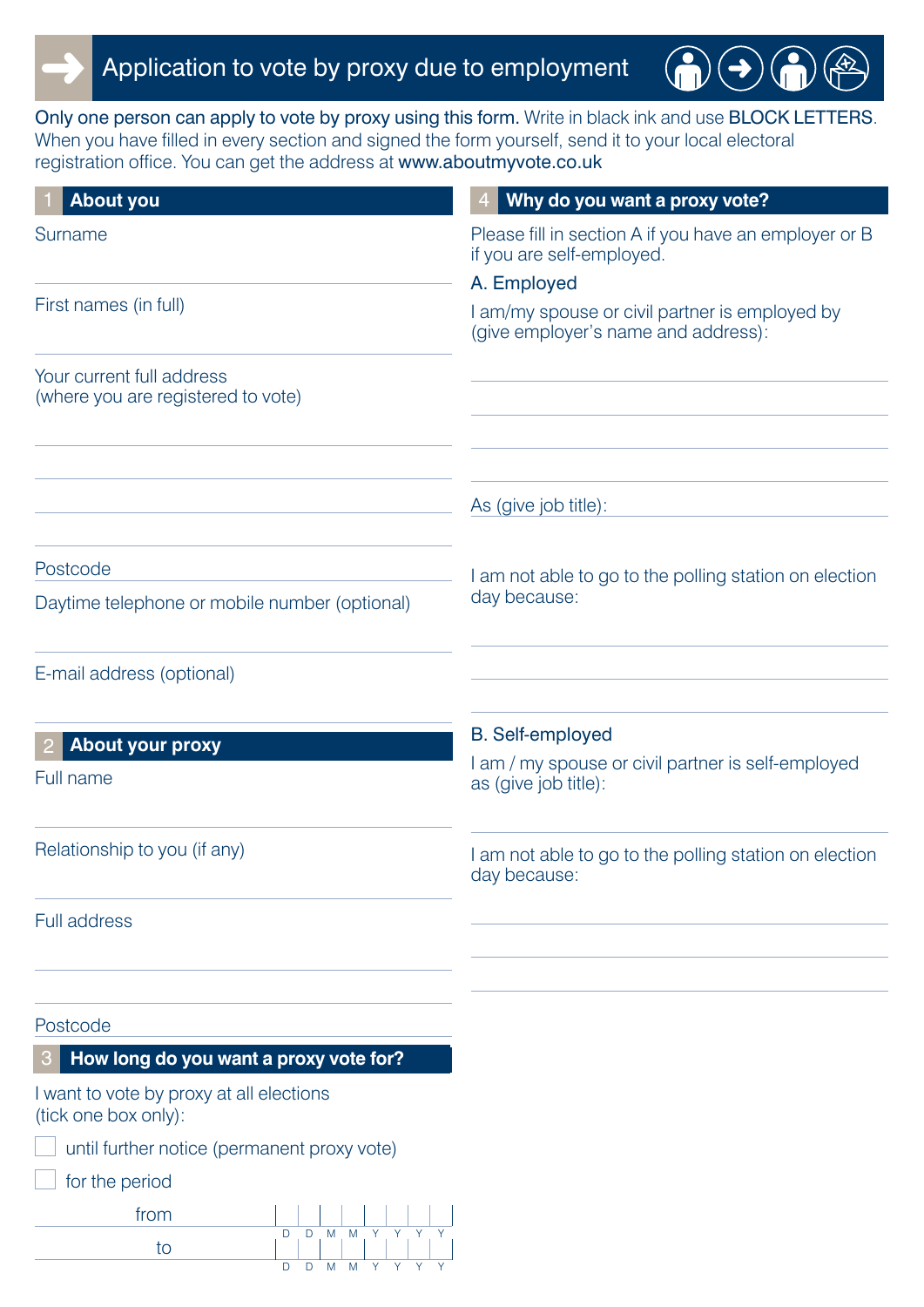# Application to vote by proxy due to employment

**Only one person can apply to vote by proxy using this form.** Write in black ink and use **BLOCK LETTERS**. When you have filled in every section and signed the form yourself, send it to your local electoral registration office. You can get the address at **www.aboutmyvote.co.uk**

## 1 About you

Surname

First names (in full)

Your current full address
(where you are registered to vote)

Postcode

Daytime telephone or mobile number (optional)

E-mail address (optional)

## 2 About your proxy

Full name

Relationship to you (if any)

Full address

Postcode

## 3 How long do you want a proxy vote for?

I want to vote by proxy at all elections
(tick one box only):

☐ until further notice (permanent proxy vote)

☐ for the period

from D D M M Y Y Y Y

to D D M M Y Y Y Y

## 4 Why do you want a proxy vote?

Please fill in section A if you have an employer or B if you are self-employed.

### A. Employed

I am/my spouse or civil partner is employed by (give employer's name and address):

As (give job title):

I am not able to go to the polling station on election day because:

### B. Self-employed

I am / my spouse or civil partner is self-employed as (give job title):

I am not able to go to the polling station on election day because: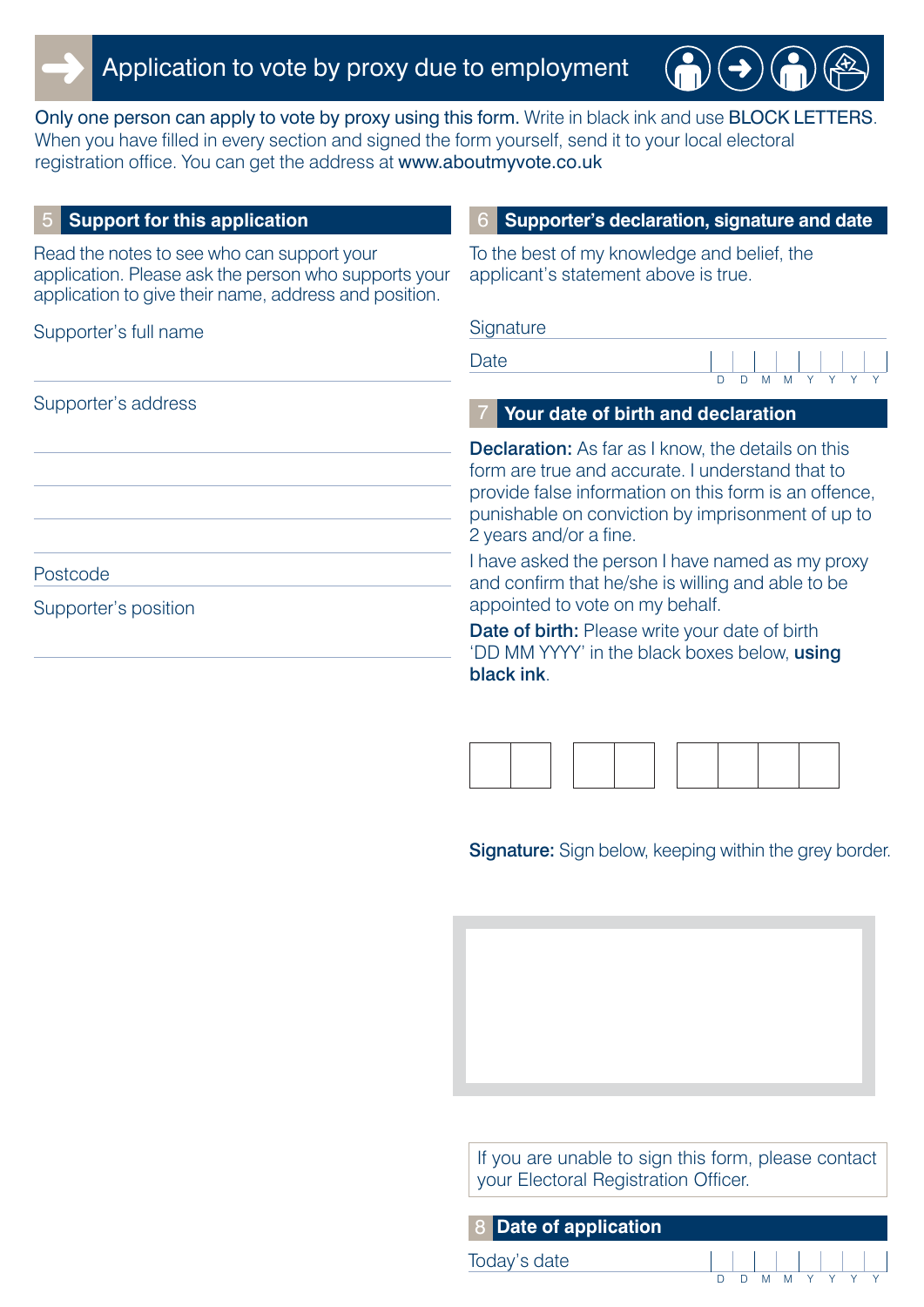# Application to vote by proxy due to employment

**Only one person can apply to vote by proxy using this form.** Write in black ink and use **BLOCK LETTERS**. When you have filled in every section and signed the form yourself, send it to your local electoral registration office. You can get the address at **www.aboutmyvote.co.uk**

## 5 Support for this application

Read the notes to see who can support your application. Please ask the person who supports your application to give their name, address and position.

Supporter's full name

Supporter's address

Postcode

Supporter's position

## 6 Supporter's declaration, signature and date

To the best of my knowledge and belief, the applicant's statement above is true.

Signature

Date D D M M Y Y Y Y

## 7 Your date of birth and declaration

**Declaration:** As far as I know, the details on this form are true and accurate. I understand that to provide false information on this form is an offence, punishable on conviction by imprisonment of up to 2 years and/or a fine.

I have asked the person I have named as my proxy and confirm that he/she is willing and able to be appointed to vote on my behalf.

**Date of birth:** Please write your date of birth 'DD MM YYYY' in the black boxes below, **using black ink**.

**Signature:** Sign below, keeping within the grey border.

If you are unable to sign this form, please contact your Electoral Registration Officer.

## 8 Date of application

Today's date D D M M Y Y Y Y